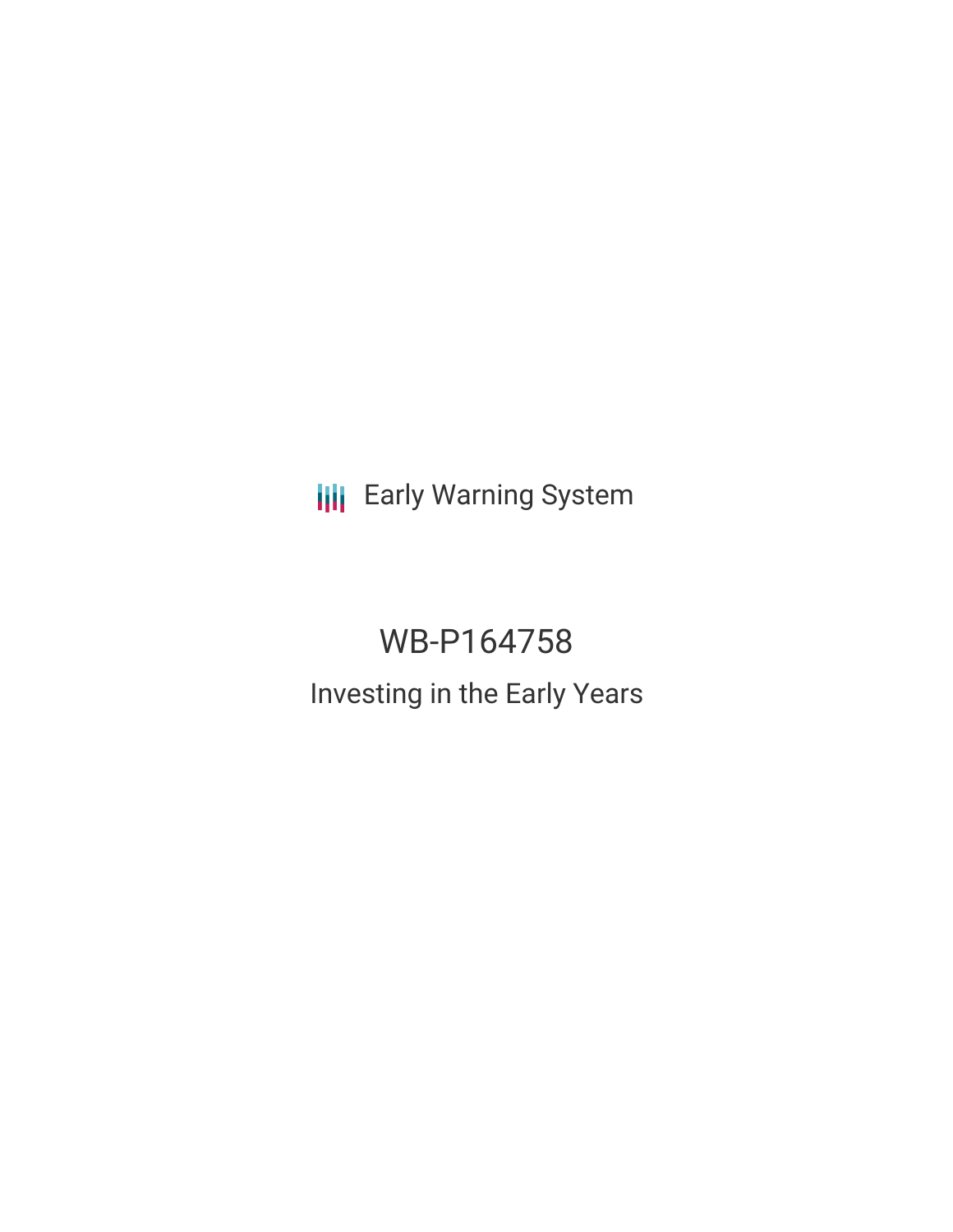Early Warning System

# WB-P164758

## Investing in the Early Years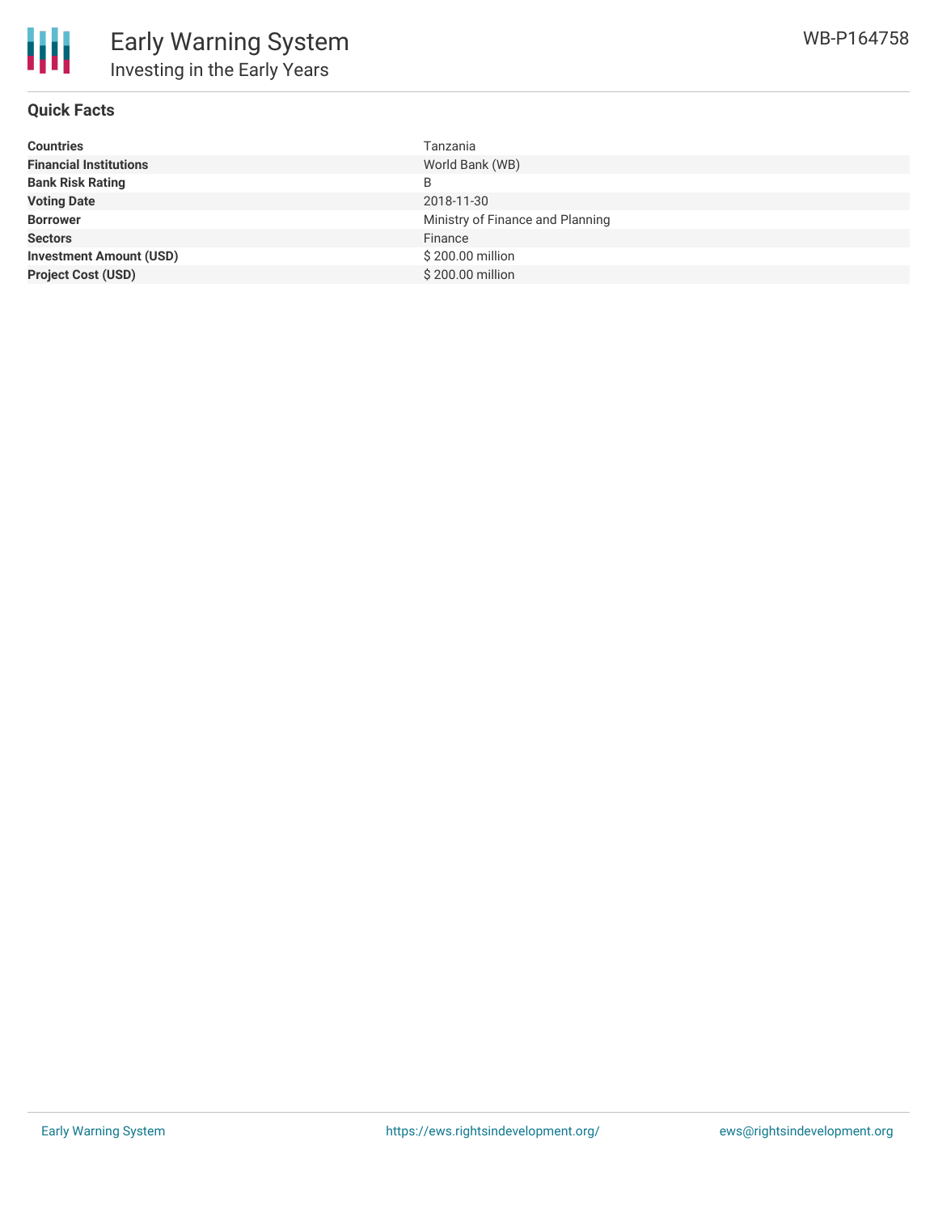## Quick Facts

| | |
|---|---|
| **Countries** | Tanzania |
| **Financial Institutions** | World Bank (WB) |
| **Bank Risk Rating** | B |
| **Voting Date** | 2018-11-30 |
| **Borrower** | Ministry of Finance and Planning |
| **Sectors** | Finance |
| **Investment Amount (USD)** | $ 200.00 million |
| **Project Cost (USD)** | $ 200.00 million |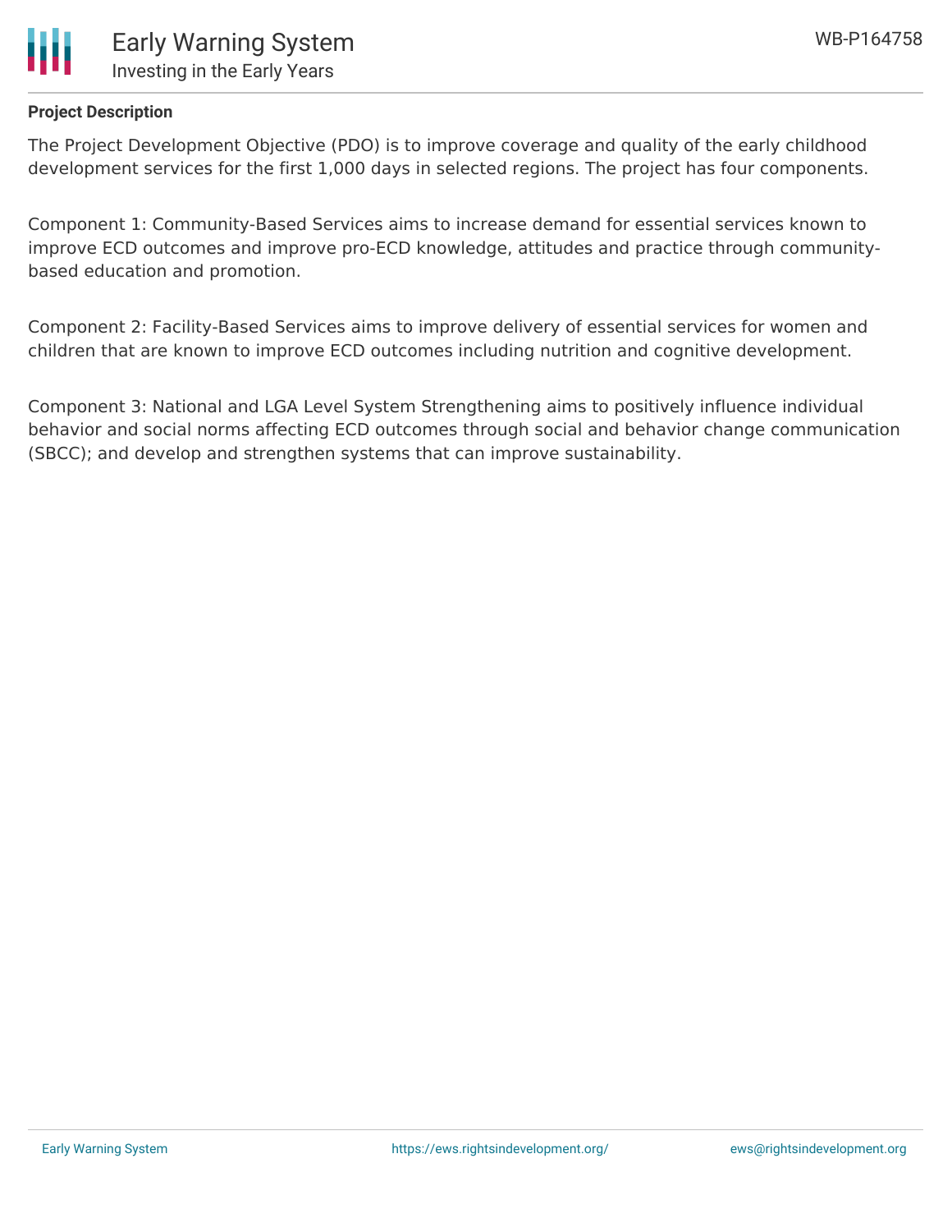**Project Description**

The Project Development Objective (PDO) is to improve coverage and quality of the early childhood development services for the first 1,000 days in selected regions. The project has four components.

Component 1: Community-Based Services aims to increase demand for essential services known to improve ECD outcomes and improve pro-ECD knowledge, attitudes and practice through community-based education and promotion.

Component 2: Facility-Based Services aims to improve delivery of essential services for women and children that are known to improve ECD outcomes including nutrition and cognitive development.

Component 3: National and LGA Level System Strengthening aims to positively influence individual behavior and social norms affecting ECD outcomes through social and behavior change communication (SBCC); and develop and strengthen systems that can improve sustainability.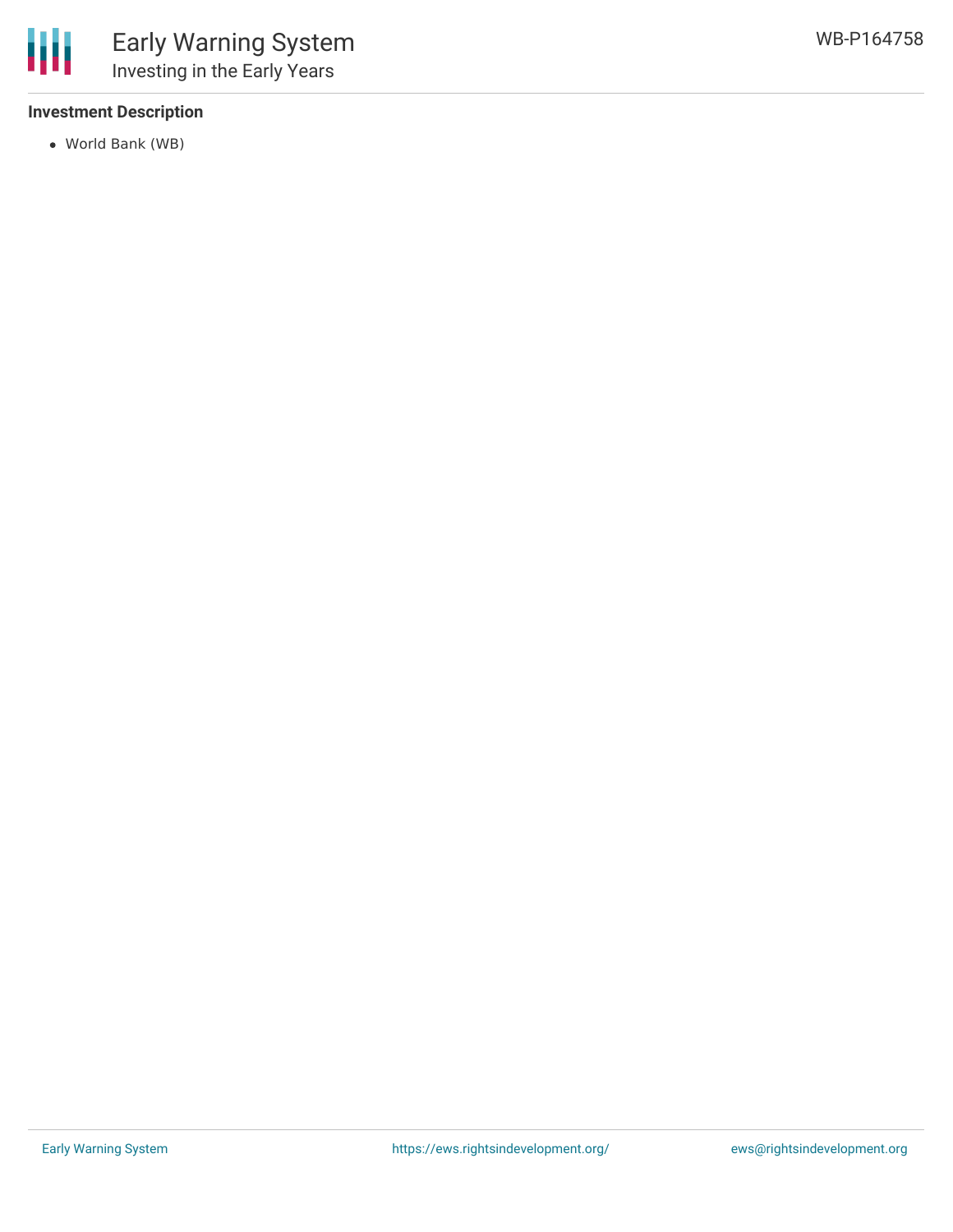### Investment Description

- World Bank (WB)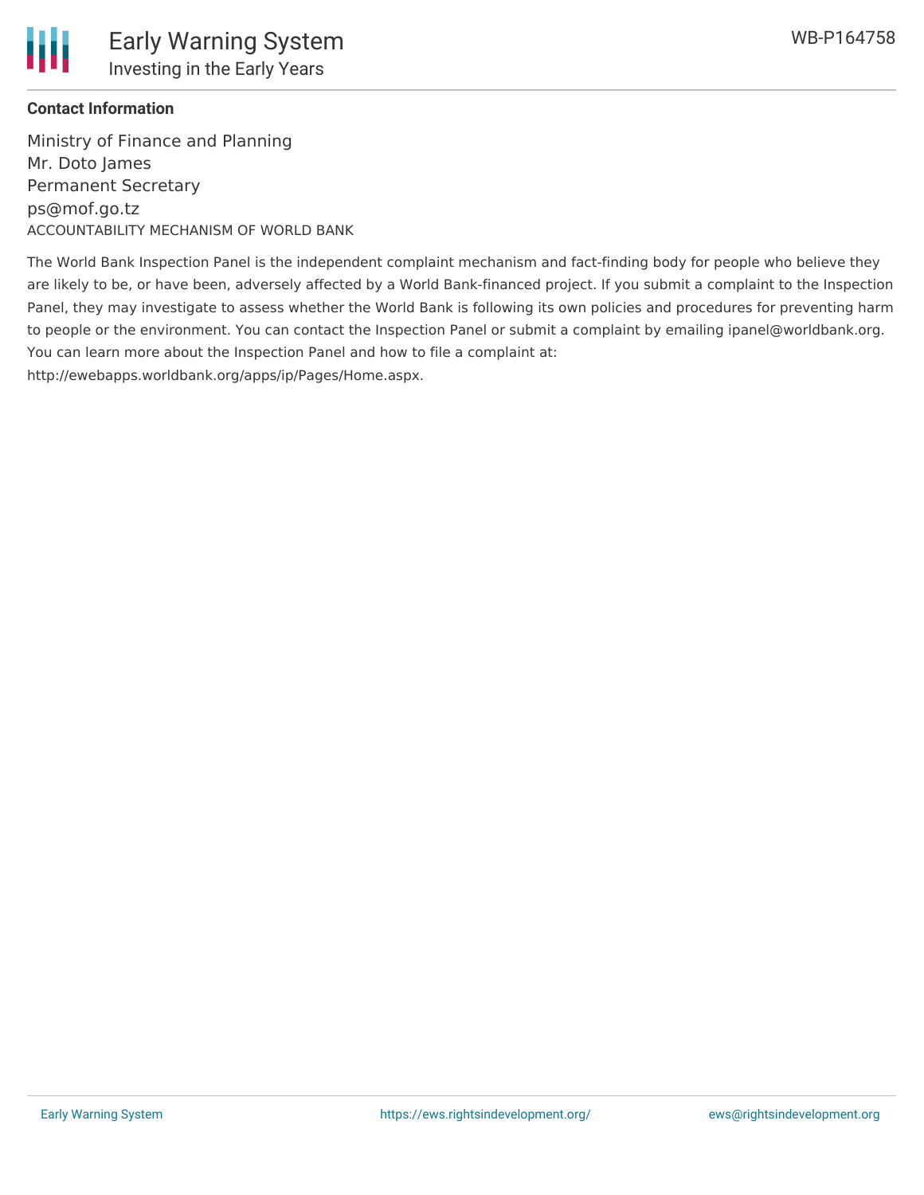**Contact Information**

Ministry of Finance and Planning
Mr. Doto James
Permanent Secretary
ps@mof.go.tz

ACCOUNTABILITY MECHANISM OF WORLD BANK

The World Bank Inspection Panel is the independent complaint mechanism and fact-finding body for people who believe they are likely to be, or have been, adversely affected by a World Bank-financed project. If you submit a complaint to the Inspection Panel, they may investigate to assess whether the World Bank is following its own policies and procedures for preventing harm to people or the environment. You can contact the Inspection Panel or submit a complaint by emailing ipanel@worldbank.org. You can learn more about the Inspection Panel and how to file a complaint at: http://ewebapps.worldbank.org/apps/ip/Pages/Home.aspx.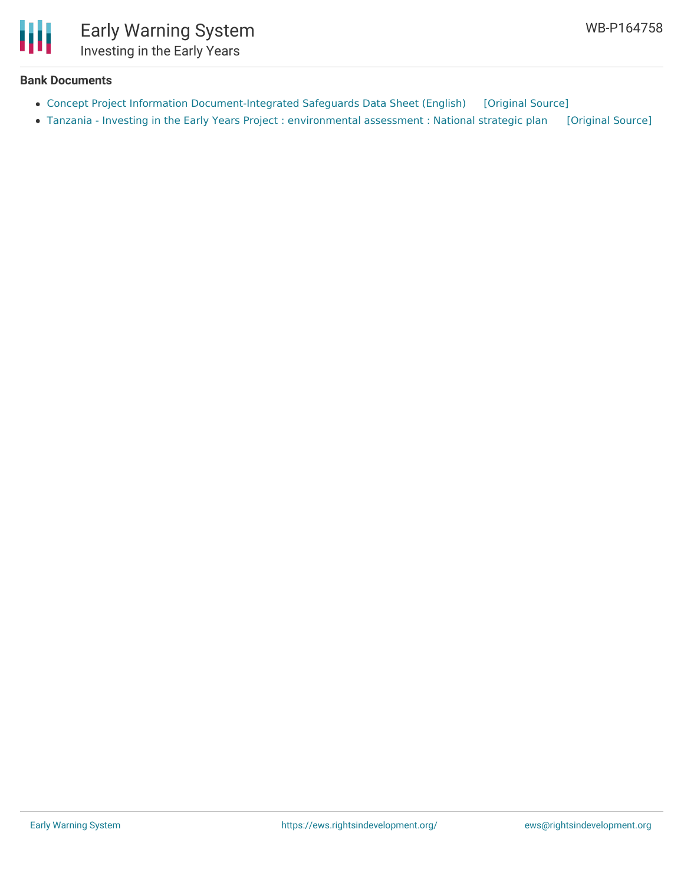**Bank Documents**

- Concept Project Information Document-Integrated Safeguards Data Sheet (English) [Original Source]
- Tanzania - Investing in the Early Years Project : environmental assessment : National strategic plan [Original Source]